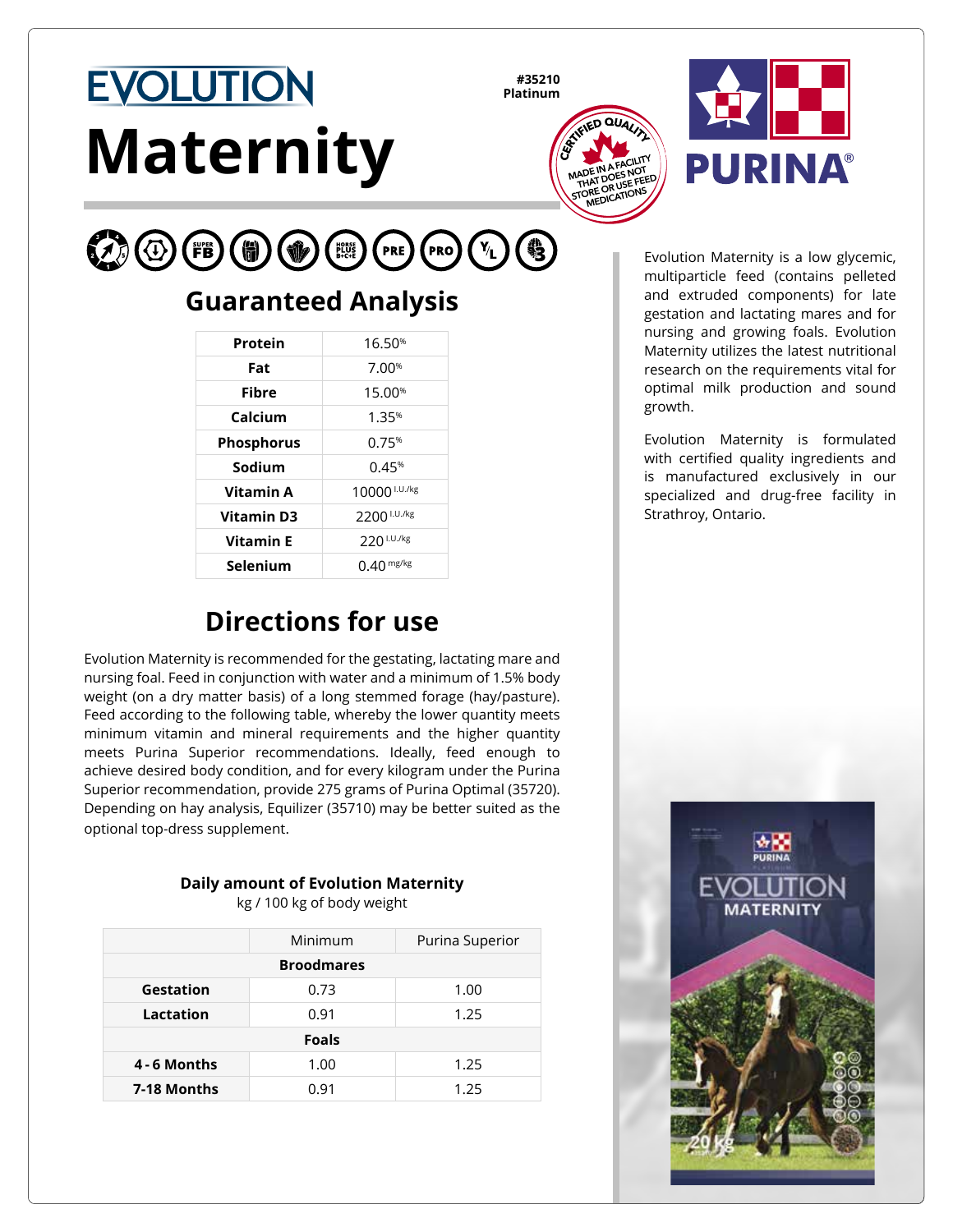# EVOLUTION Maternity

#35210
Platinum

CERTIFIED QUALITY
MADE IN A FACILITY THAT DOES NOT STORE OR USE FEED MEDICATIONS

PURINA®

## Guaranteed Analysis

| | |
|---|---|
| **Protein** | 16.50% |
| **Fat** | 7.00% |
| **Fibre** | 15.00% |
| **Calcium** | 1.35% |
| **Phosphorus** | 0.75% |
| **Sodium** | 0.45% |
| **Vitamin A** | 10000 I.U./kg |
| **Vitamin D3** | 2200 I.U./kg |
| **Vitamin E** | 220 I.U./kg |
| **Selenium** | 0.40 mg/kg |

## Directions for use

Evolution Maternity is recommended for the gestating, lactating mare and nursing foal. Feed in conjunction with water and a minimum of 1.5% body weight (on a dry matter basis) of a long stemmed forage (hay/pasture). Feed according to the following table, whereby the lower quantity meets minimum vitamin and mineral requirements and the higher quantity meets Purina Superior recommendations. Ideally, feed enough to achieve desired body condition, and for every kilogram under the Purina Superior recommendation, provide 275 grams of Purina Optimal (35720). Depending on hay analysis, Equilizer (35710) may be better suited as the optional top-dress supplement.

**Daily amount of Evolution Maternity**
kg / 100 kg of body weight

| | Minimum | Purina Superior |
|---|---|---|
| **Broodmares** | | |
| **Gestation** | 0.73 | 1.00 |
| **Lactation** | 0.91 | 1.25 |
| **Foals** | | |
| **4 - 6 Months** | 1.00 | 1.25 |
| **7-18 Months** | 0.91 | 1.25 |

Evolution Maternity is a low glycemic, multiparticle feed (contains pelleted and extruded components) for late gestation and lactating mares and for nursing and growing foals. Evolution Maternity utilizes the latest nutritional research on the requirements vital for optimal milk production and sound growth.

Evolution Maternity is formulated with certified quality ingredients and is manufactured exclusively in our specialized and drug-free facility in Strathroy, Ontario.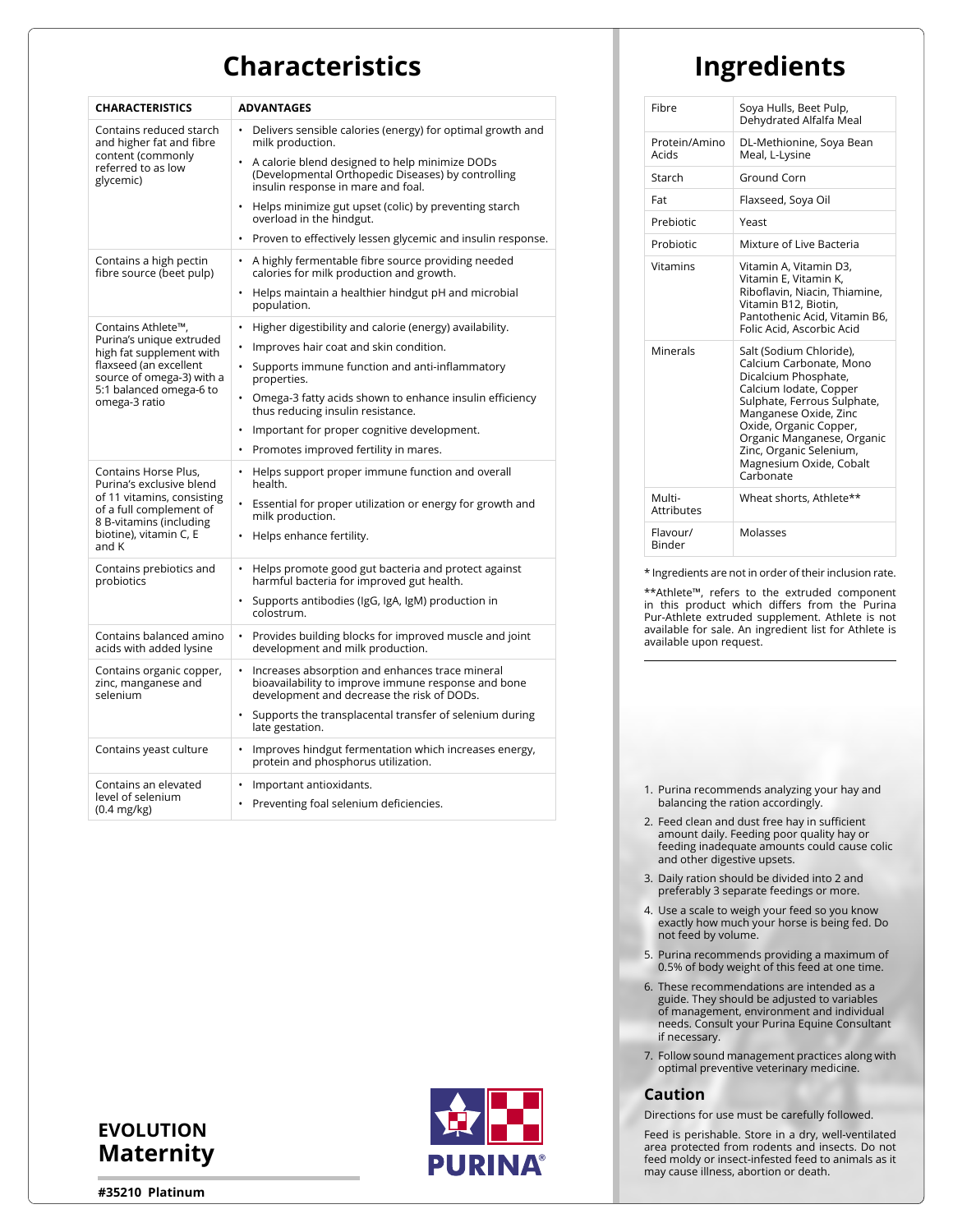# Characteristics

| CHARACTERISTICS | ADVANTAGES |
| --- | --- |
| Contains reduced starch and higher fat and fibre content (commonly referred to as low glycemic) | • Delivers sensible calories (energy) for optimal growth and milk production.<br>• A calorie blend designed to help minimize DODs (Developmental Orthopedic Diseases) by controlling insulin response in mare and foal.<br>• Helps minimize gut upset (colic) by preventing starch overload in the hindgut.<br>• Proven to effectively lessen glycemic and insulin response. |
| Contains a high pectin fibre source (beet pulp) | • A highly fermentable fibre source providing needed calories for milk production and growth.<br>• Helps maintain a healthier hindgut pH and microbial population. |
| Contains Athlete™, Purina's unique extruded high fat supplement with flaxseed (an excellent source of omega-3) with a 5:1 balanced omega-6 to omega-3 ratio | • Higher digestibility and calorie (energy) availability.<br>• Improves hair coat and skin condition.<br>• Supports immune function and anti-inflammatory properties.<br>• Omega-3 fatty acids shown to enhance insulin efficiency thus reducing insulin resistance.<br>• Important for proper cognitive development.<br>• Promotes improved fertility in mares. |
| Contains Horse Plus, Purina's exclusive blend of 11 vitamins, consisting of a full complement of 8 B-vitamins (including biotine), vitamin C, E and K | • Helps support proper immune function and overall health.<br>• Essential for proper utilization or energy for growth and milk production.<br>• Helps enhance fertility. |
| Contains prebiotics and probiotics | • Helps promote good gut bacteria and protect against harmful bacteria for improved gut health.<br>• Supports antibodies (IgG, IgA, IgM) production in colostrum. |
| Contains balanced amino acids with added lysine | • Provides building blocks for improved muscle and joint development and milk production. |
| Contains organic copper, zinc, manganese and selenium | • Increases absorption and enhances trace mineral bioavailability to improve immune response and bone development and decrease the risk of DODs.<br>• Supports the transplacental transfer of selenium during late gestation. |
| Contains yeast culture | • Improves hindgut fermentation which increases energy, protein and phosphorus utilization. |
| Contains an elevated level of selenium (0.4 mg/kg) | • Important antioxidants.<br>• Preventing foal selenium deficiencies. |

# Ingredients

| | |
| --- | --- |
| Fibre | Soya Hulls, Beet Pulp, Dehydrated Alfalfa Meal |
| Protein/Amino Acids | DL-Methionine, Soya Bean Meal, L-Lysine |
| Starch | Ground Corn |
| Fat | Flaxseed, Soya Oil |
| Prebiotic | Yeast |
| Probiotic | Mixture of Live Bacteria |
| Vitamins | Vitamin A, Vitamin D3, Vitamin E, Vitamin K, Riboflavin, Niacin, Thiamine, Vitamin B12, Biotin, Pantothenic Acid, Vitamin B6, Folic Acid, Ascorbic Acid |
| Minerals | Salt (Sodium Chloride), Calcium Carbonate, Mono Dicalcium Phosphate, Calcium Iodate, Copper Sulphate, Ferrous Sulphate, Manganese Oxide, Zinc Oxide, Organic Copper, Organic Manganese, Organic Zinc, Organic Selenium, Magnesium Oxide, Cobalt Carbonate |
| Multi-Attributes | Wheat shorts, Athlete** |
| Flavour/Binder | Molasses |

* Ingredients are not in order of their inclusion rate.

**Athlete™, refers to the extruded component in this product which differs from the Purina Pur-Athlete extruded supplement. Athlete is not available for sale. An ingredient list for Athlete is available upon request.

1. Purina recommends analyzing your hay and balancing the ration accordingly.
2. Feed clean and dust free hay in sufficient amount daily. Feeding poor quality hay or feeding inadequate amounts could cause colic and other digestive upsets.
3. Daily ration should be divided into 2 and preferably 3 separate feedings or more.
4. Use a scale to weigh your feed so you know exactly how much your horse is being fed. Do not feed by volume.
5. Purina recommends providing a maximum of 0.5% of body weight of this feed at one time.
6. These recommendations are intended as a guide. They should be adjusted to variables of management, environment and individual needs. Consult your Purina Equine Consultant if necessary.
7. Follow sound management practices along with optimal preventive veterinary medicine.

## Caution

Directions for use must be carefully followed.

Feed is perishable. Store in a dry, well-ventilated area protected from rodents and insects. Do not feed moldy or insect-infested feed to animals as it may cause illness, abortion or death.

**EVOLUTION**
**Maternity**

**#35210 Platinum**

PURINA®